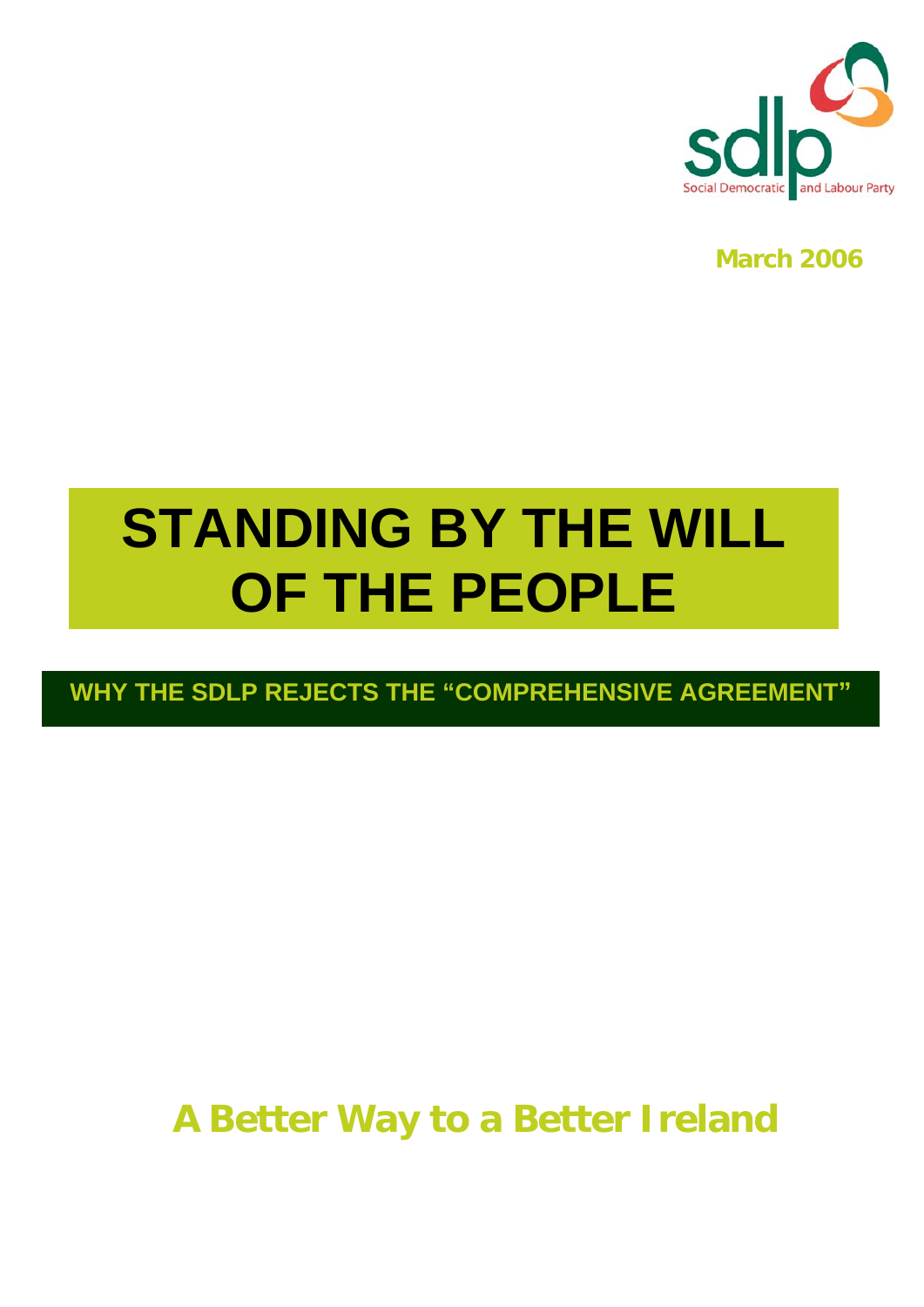sdlp

Social Democratic and Labour Party

**March 2006**

# STANDING BY THE WILL OF THE PEOPLE

## WHY THE SDLP REJECTS THE "COMPREHENSIVE AGREEMENT"

**A Better Way to a Better Ireland**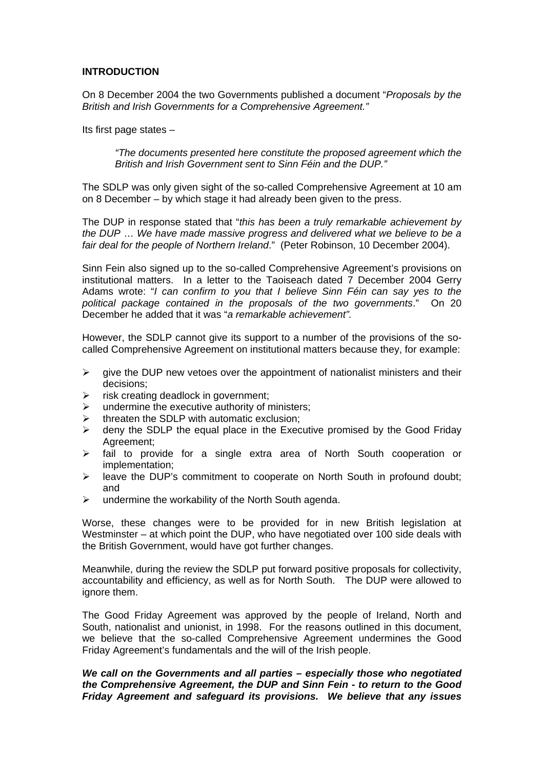## INTRODUCTION

On 8 December 2004 the two Governments published a document "*Proposals by the British and Irish Governments for a Comprehensive Agreement.*"

Its first page states –

> *"The documents presented here constitute the proposed agreement which the British and Irish Government sent to Sinn Féin and the DUP."*

The SDLP was only given sight of the so-called Comprehensive Agreement at 10 am on 8 December – by which stage it had already been given to the press.

The DUP in response stated that "*this has been a truly remarkable achievement by the DUP … We have made massive progress and delivered what we believe to be a fair deal for the people of Northern Ireland*." (Peter Robinson, 10 December 2004).

Sinn Fein also signed up to the so-called Comprehensive Agreement's provisions on institutional matters. In a letter to the Taoiseach dated 7 December 2004 Gerry Adams wrote: "*I can confirm to you that I believe Sinn Féin can say yes to the political package contained in the proposals of the two governments*." On 20 December he added that it was "*a remarkable achievement".*

However, the SDLP cannot give its support to a number of the provisions of the so-called Comprehensive Agreement on institutional matters because they, for example:

- give the DUP new vetoes over the appointment of nationalist ministers and their decisions;
- risk creating deadlock in government;
- undermine the executive authority of ministers;
- threaten the SDLP with automatic exclusion;
- deny the SDLP the equal place in the Executive promised by the Good Friday Agreement;
- fail to provide for a single extra area of North South cooperation or implementation;
- leave the DUP's commitment to cooperate on North South in profound doubt; and
- undermine the workability of the North South agenda.

Worse, these changes were to be provided for in new British legislation at Westminster – at which point the DUP, who have negotiated over 100 side deals with the British Government, would have got further changes.

Meanwhile, during the review the SDLP put forward positive proposals for collectivity, accountability and efficiency, as well as for North South. The DUP were allowed to ignore them.

The Good Friday Agreement was approved by the people of Ireland, North and South, nationalist and unionist, in 1998. For the reasons outlined in this document, we believe that the so-called Comprehensive Agreement undermines the Good Friday Agreement's fundamentals and the will of the Irish people.

***We call on the Governments and all parties – especially those who negotiated the Comprehensive Agreement, the DUP and Sinn Fein - to return to the Good Friday Agreement and safeguard its provisions. We believe that any issues***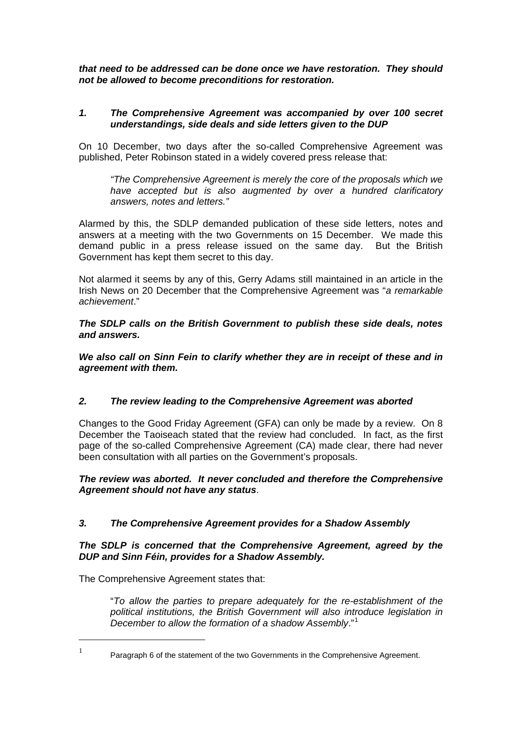***that need to be addressed can be done once we have restoration. They should not be allowed to become preconditions for restoration.***

### *1. The Comprehensive Agreement was accompanied by over 100 secret understandings, side deals and side letters given to the DUP*

On 10 December, two days after the so-called Comprehensive Agreement was published, Peter Robinson stated in a widely covered press release that:

> *"The Comprehensive Agreement is merely the core of the proposals which we have accepted but is also augmented by over a hundred clarificatory answers, notes and letters."*

Alarmed by this, the SDLP demanded publication of these side letters, notes and answers at a meeting with the two Governments on 15 December. We made this demand public in a press release issued on the same day. But the British Government has kept them secret to this day.

Not alarmed it seems by any of this, Gerry Adams still maintained in an article in the Irish News on 20 December that the Comprehensive Agreement was "*a remarkable achievement*."

***The SDLP calls on the British Government to publish these side deals, notes and answers.***

***We also call on Sinn Fein to clarify whether they are in receipt of these and in agreement with them.***

### *2. The review leading to the Comprehensive Agreement was aborted*

Changes to the Good Friday Agreement (GFA) can only be made by a review. On 8 December the Taoiseach stated that the review had concluded. In fact, as the first page of the so-called Comprehensive Agreement (CA) made clear, there had never been consultation with all parties on the Government's proposals.

***The review was aborted. It never concluded and therefore the Comprehensive Agreement should not have any status***.

### *3. The Comprehensive Agreement provides for a Shadow Assembly*

***The SDLP is concerned that the Comprehensive Agreement, agreed by the DUP and Sinn Féin, provides for a Shadow Assembly.***

The Comprehensive Agreement states that:

> "*To allow the parties to prepare adequately for the re-establishment of the political institutions, the British Government will also introduce legislation in December to allow the formation of a shadow Assembly*."[1]

---

[1] Paragraph 6 of the statement of the two Governments in the Comprehensive Agreement.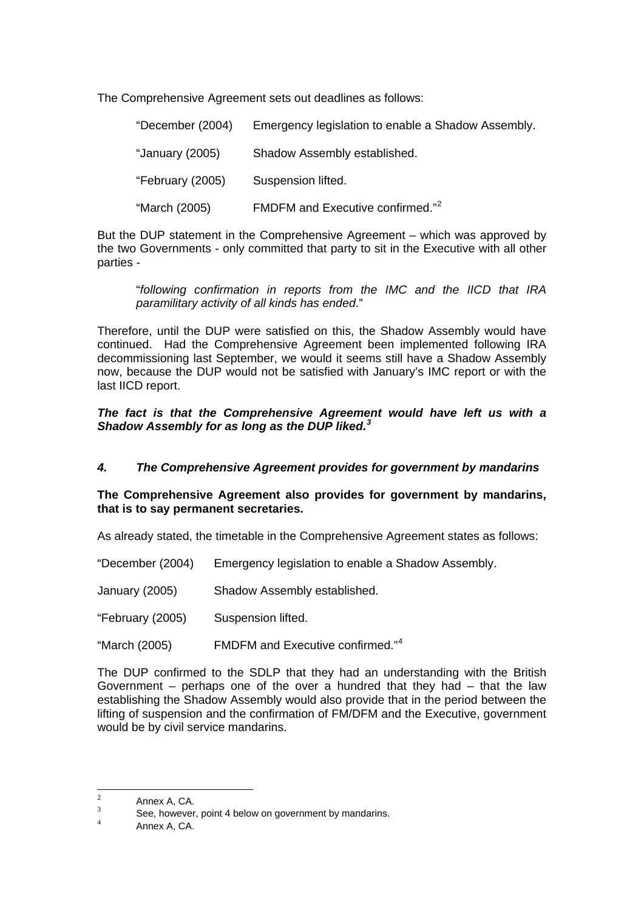The Comprehensive Agreement sets out deadlines as follows:

| | |
|---|---|
| "December (2004) | Emergency legislation to enable a Shadow Assembly. |
| "January (2005) | Shadow Assembly established. |
| "February (2005) | Suspension lifted. |
| "March (2005) | FMDFM and Executive confirmed."[2] |

But the DUP statement in the Comprehensive Agreement – which was approved by the two Governments - only committed that party to sit in the Executive with all other parties -

> "*following confirmation in reports from the IMC and the IICD that IRA paramilitary activity of all kinds has ended*."

Therefore, until the DUP were satisfied on this, the Shadow Assembly would have continued. Had the Comprehensive Agreement been implemented following IRA decommissioning last September, we would it seems still have a Shadow Assembly now, because the DUP would not be satisfied with January's IMC report or with the last IICD report.

***The fact is that the Comprehensive Agreement would have left us with a Shadow Assembly for as long as the DUP liked.***[3]

### *4. The Comprehensive Agreement provides for government by mandarins*

**The Comprehensive Agreement also provides for government by mandarins, that is to say permanent secretaries.**

As already stated, the timetable in the Comprehensive Agreement states as follows:

| | |
|---|---|
| "December (2004) | Emergency legislation to enable a Shadow Assembly. |
| January (2005) | Shadow Assembly established. |
| "February (2005) | Suspension lifted. |
| "March (2005) | FMDFM and Executive confirmed."[4] |

The DUP confirmed to the SDLP that they had an understanding with the British Government – perhaps one of the over a hundred that they had – that the law establishing the Shadow Assembly would also provide that in the period between the lifting of suspension and the confirmation of FM/DFM and the Executive, government would be by civil service mandarins.

---

[2] Annex A, CA.

[3] See, however, point 4 below on government by mandarins.

[4] Annex A, CA.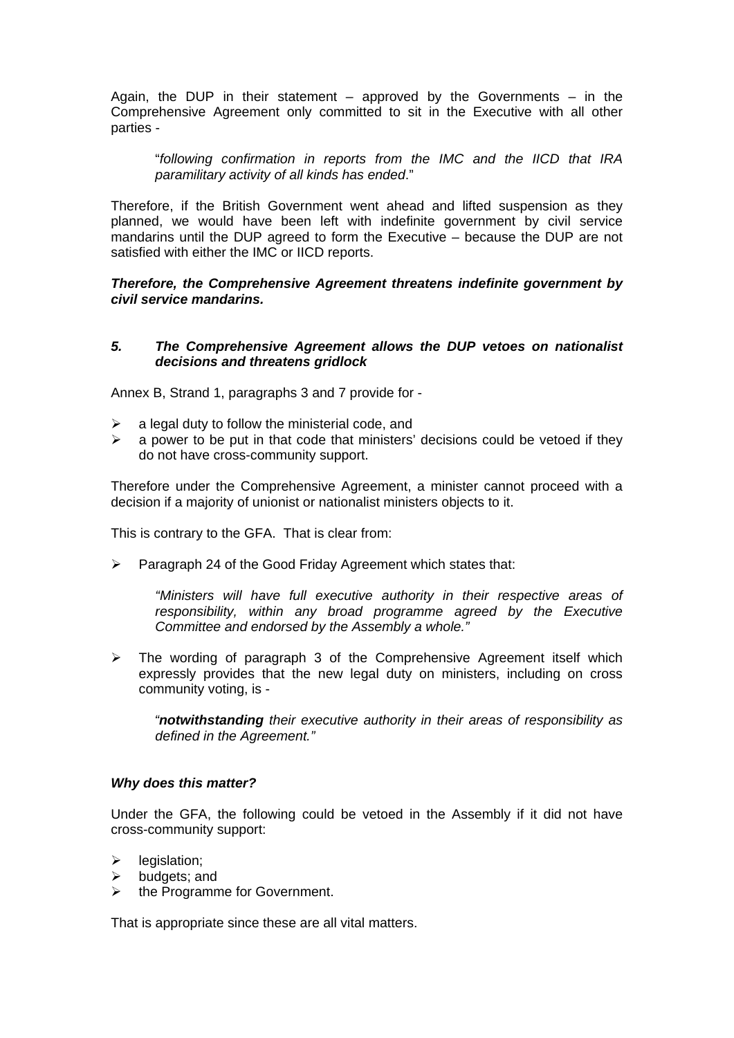Again, the DUP in their statement – approved by the Governments – in the Comprehensive Agreement only committed to sit in the Executive with all other parties -

> "*following confirmation in reports from the IMC and the IICD that IRA paramilitary activity of all kinds has ended*."

Therefore, if the British Government went ahead and lifted suspension as they planned, we would have been left with indefinite government by civil service mandarins until the DUP agreed to form the Executive – because the DUP are not satisfied with either the IMC or IICD reports.

***Therefore, the Comprehensive Agreement threatens indefinite government by civil service mandarins.***

### *5. The Comprehensive Agreement allows the DUP vetoes on nationalist decisions and threatens gridlock*

Annex B, Strand 1, paragraphs 3 and 7 provide for -

- a legal duty to follow the ministerial code, and
- a power to be put in that code that ministers' decisions could be vetoed if they do not have cross-community support.

Therefore under the Comprehensive Agreement, a minister cannot proceed with a decision if a majority of unionist or nationalist ministers objects to it.

This is contrary to the GFA. That is clear from:

- Paragraph 24 of the Good Friday Agreement which states that:

  > *"Ministers will have full executive authority in their respective areas of responsibility, within any broad programme agreed by the Executive Committee and endorsed by the Assembly a whole."*

- The wording of paragraph 3 of the Comprehensive Agreement itself which expressly provides that the new legal duty on ministers, including on cross community voting, is -

  > *"**notwithstanding** their executive authority in their areas of responsibility as defined in the Agreement."*

***Why does this matter?***

Under the GFA, the following could be vetoed in the Assembly if it did not have cross-community support:

- legislation;
- budgets; and
- the Programme for Government.

That is appropriate since these are all vital matters.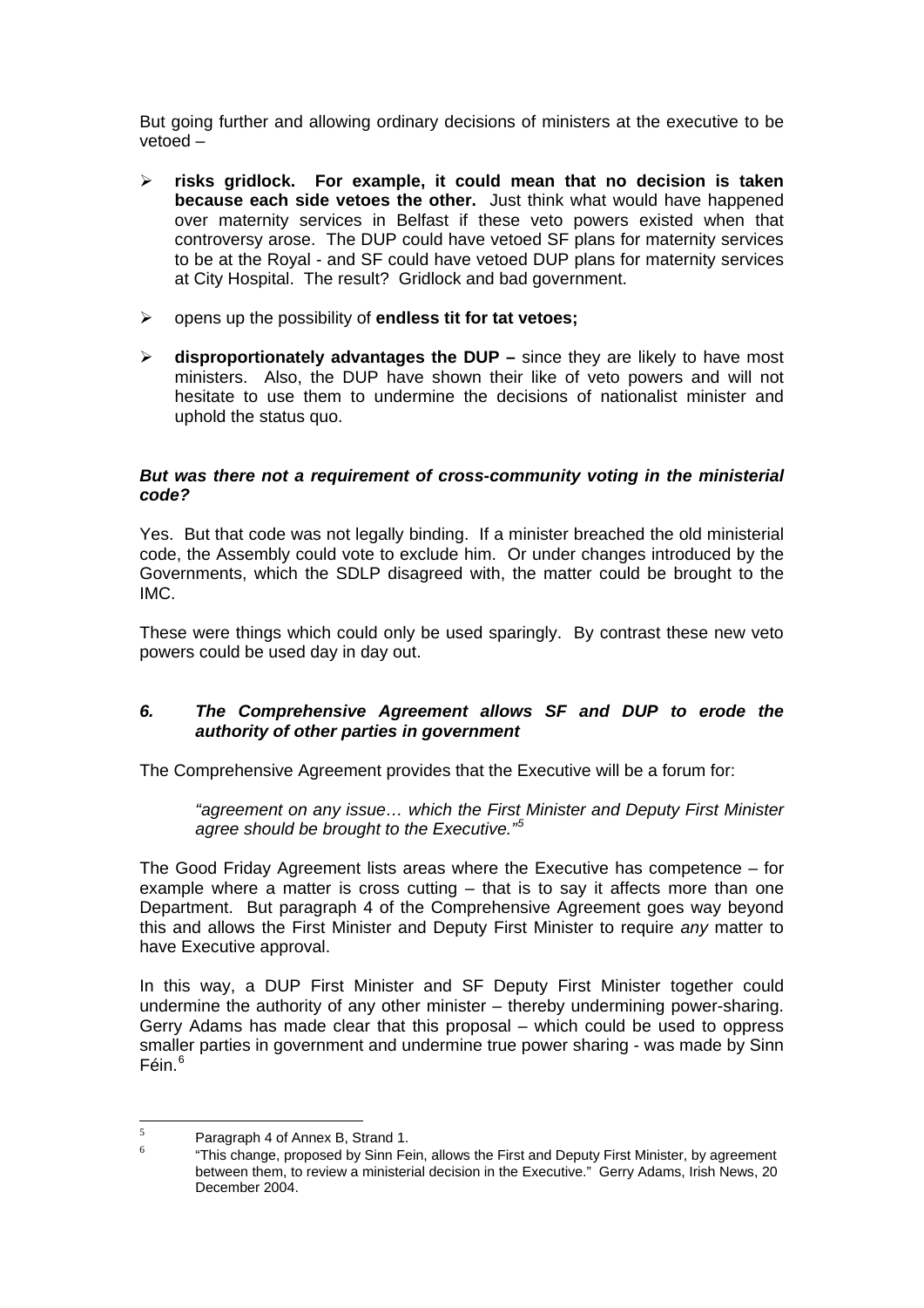But going further and allowing ordinary decisions of ministers at the executive to be vetoed –

- **risks gridlock. For example, it could mean that no decision is taken because each side vetoes the other.** Just think what would have happened over maternity services in Belfast if these veto powers existed when that controversy arose. The DUP could have vetoed SF plans for maternity services to be at the Royal - and SF could have vetoed DUP plans for maternity services at City Hospital. The result? Gridlock and bad government.
- opens up the possibility of **endless tit for tat vetoes;**
- **disproportionately advantages the DUP –** since they are likely to have most ministers. Also, the DUP have shown their like of veto powers and will not hesitate to use them to undermine the decisions of nationalist minister and uphold the status quo.

***But was there not a requirement of cross-community voting in the ministerial code?***

Yes. But that code was not legally binding. If a minister breached the old ministerial code, the Assembly could vote to exclude him. Or under changes introduced by the Governments, which the SDLP disagreed with, the matter could be brought to the IMC.

These were things which could only be used sparingly. By contrast these new veto powers could be used day in day out.

### *6. The Comprehensive Agreement allows SF and DUP to erode the authority of other parties in government*

The Comprehensive Agreement provides that the Executive will be a forum for:

> *"agreement on any issue… which the First Minister and Deputy First Minister agree should be brought to the Executive."*[5]

The Good Friday Agreement lists areas where the Executive has competence – for example where a matter is cross cutting – that is to say it affects more than one Department. But paragraph 4 of the Comprehensive Agreement goes way beyond this and allows the First Minister and Deputy First Minister to require *any* matter to have Executive approval.

In this way, a DUP First Minister and SF Deputy First Minister together could undermine the authority of any other minister – thereby undermining power-sharing. Gerry Adams has made clear that this proposal – which could be used to oppress smaller parties in government and undermine true power sharing - was made by Sinn Féin.[6]

---

[5] Paragraph 4 of Annex B, Strand 1.

[6] "This change, proposed by Sinn Fein, allows the First and Deputy First Minister, by agreement between them, to review a ministerial decision in the Executive." Gerry Adams, Irish News, 20 December 2004.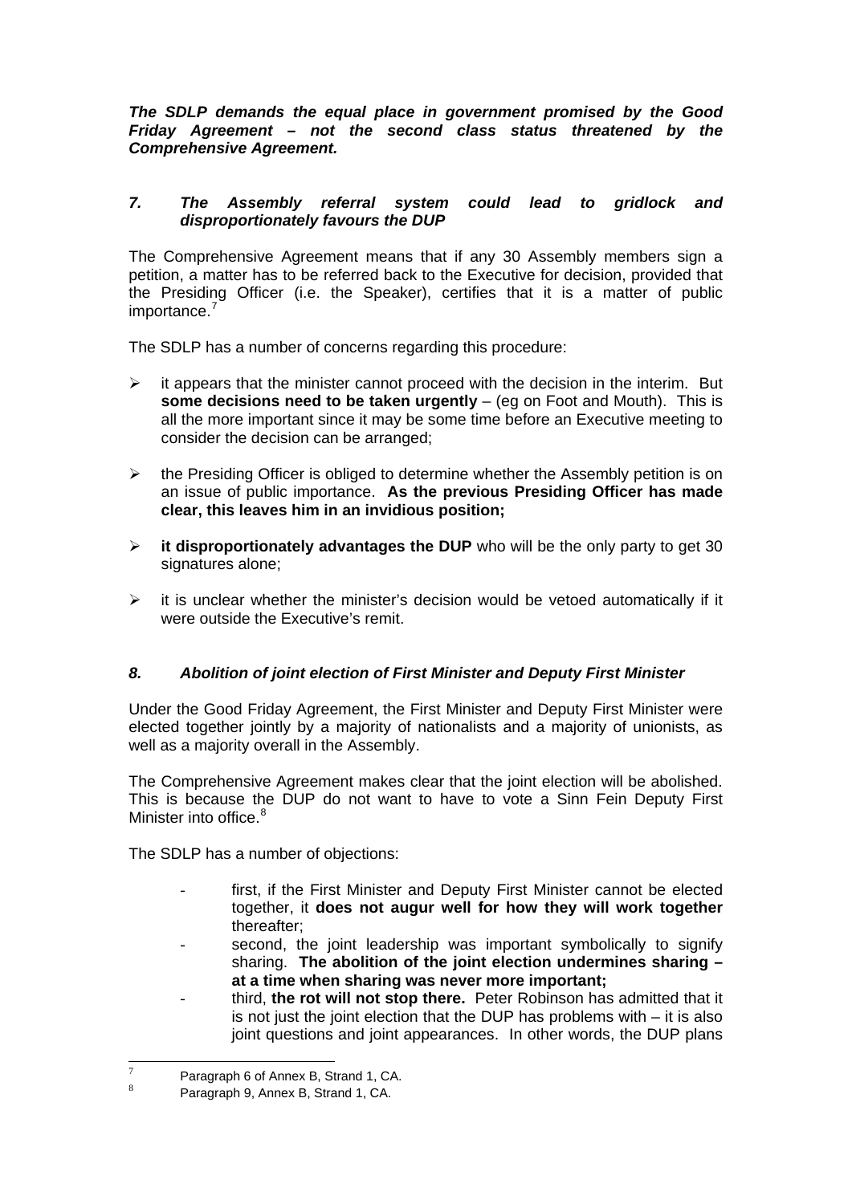***The SDLP demands the equal place in government promised by the Good Friday Agreement – not the second class status threatened by the Comprehensive Agreement.***

### *7. The Assembly referral system could lead to gridlock and disproportionately favours the DUP*

The Comprehensive Agreement means that if any 30 Assembly members sign a petition, a matter has to be referred back to the Executive for decision, provided that the Presiding Officer (i.e. the Speaker), certifies that it is a matter of public importance.[7]

The SDLP has a number of concerns regarding this procedure:

- it appears that the minister cannot proceed with the decision in the interim. But **some decisions need to be taken urgently** – (eg on Foot and Mouth). This is all the more important since it may be some time before an Executive meeting to consider the decision can be arranged;
- the Presiding Officer is obliged to determine whether the Assembly petition is on an issue of public importance. **As the previous Presiding Officer has made clear, this leaves him in an invidious position;**
- **it disproportionately advantages the DUP** who will be the only party to get 30 signatures alone;
- it is unclear whether the minister's decision would be vetoed automatically if it were outside the Executive's remit.

### *8. Abolition of joint election of First Minister and Deputy First Minister*

Under the Good Friday Agreement, the First Minister and Deputy First Minister were elected together jointly by a majority of nationalists and a majority of unionists, as well as a majority overall in the Assembly.

The Comprehensive Agreement makes clear that the joint election will be abolished. This is because the DUP do not want to have to vote a Sinn Fein Deputy First Minister into office.[8]

The SDLP has a number of objections:

- first, if the First Minister and Deputy First Minister cannot be elected together, it **does not augur well for how they will work together** thereafter;
- second, the joint leadership was important symbolically to signify sharing. **The abolition of the joint election undermines sharing – at a time when sharing was never more important;**
- third, **the rot will not stop there.** Peter Robinson has admitted that it is not just the joint election that the DUP has problems with – it is also joint questions and joint appearances. In other words, the DUP plans

---

[7] Paragraph 6 of Annex B, Strand 1, CA.

[8] Paragraph 9, Annex B, Strand 1, CA.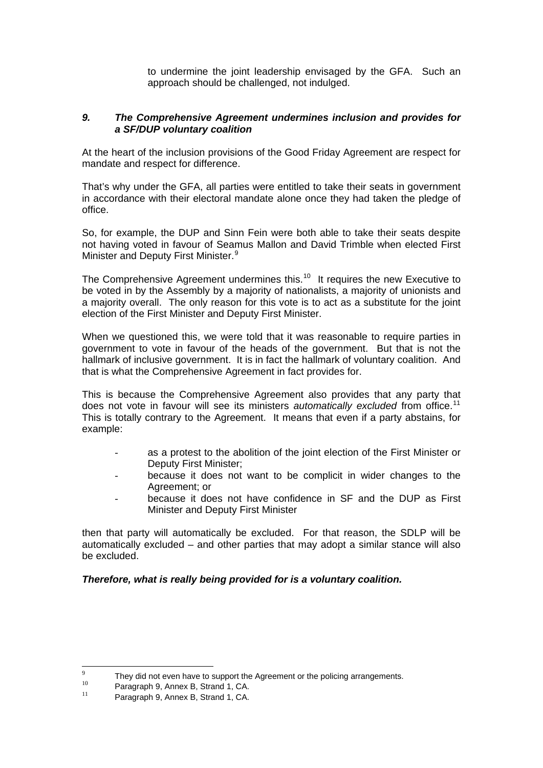to undermine the joint leadership envisaged by the GFA. Such an approach should be challenged, not indulged.

### *9. The Comprehensive Agreement undermines inclusion and provides for a SF/DUP voluntary coalition*

At the heart of the inclusion provisions of the Good Friday Agreement are respect for mandate and respect for difference.

That's why under the GFA, all parties were entitled to take their seats in government in accordance with their electoral mandate alone once they had taken the pledge of office.

So, for example, the DUP and Sinn Fein were both able to take their seats despite not having voted in favour of Seamus Mallon and David Trimble when elected First Minister and Deputy First Minister.[9]

The Comprehensive Agreement undermines this.[10] It requires the new Executive to be voted in by the Assembly by a majority of nationalists, a majority of unionists and a majority overall. The only reason for this vote is to act as a substitute for the joint election of the First Minister and Deputy First Minister.

When we questioned this, we were told that it was reasonable to require parties in government to vote in favour of the heads of the government. But that is not the hallmark of inclusive government. It is in fact the hallmark of voluntary coalition. And that is what the Comprehensive Agreement in fact provides for.

This is because the Comprehensive Agreement also provides that any party that does not vote in favour will see its ministers *automatically excluded* from office.[11] This is totally contrary to the Agreement. It means that even if a party abstains, for example:

- as a protest to the abolition of the joint election of the First Minister or Deputy First Minister;
- because it does not want to be complicit in wider changes to the Agreement; or
- because it does not have confidence in SF and the DUP as First Minister and Deputy First Minister

then that party will automatically be excluded. For that reason, the SDLP will be automatically excluded – and other parties that may adopt a similar stance will also be excluded.

***Therefore, what is really being provided for is a voluntary coalition.***

---

[9] They did not even have to support the Agreement or the policing arrangements.

[10] Paragraph 9, Annex B, Strand 1, CA.

[11] Paragraph 9, Annex B, Strand 1, CA.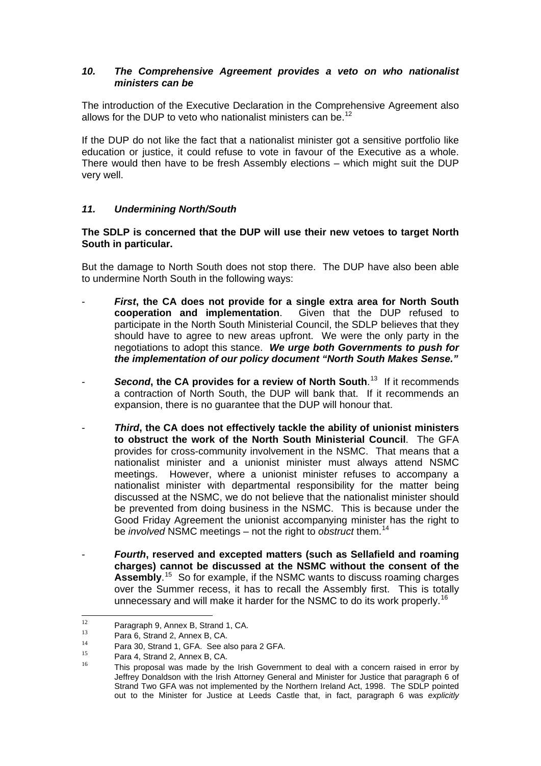### *10. The Comprehensive Agreement provides a veto on who nationalist ministers can be*

The introduction of the Executive Declaration in the Comprehensive Agreement also allows for the DUP to veto who nationalist ministers can be.[12]

If the DUP do not like the fact that a nationalist minister got a sensitive portfolio like education or justice, it could refuse to vote in favour of the Executive as a whole. There would then have to be fresh Assembly elections – which might suit the DUP very well.

### *11. Undermining North/South*

**The SDLP is concerned that the DUP will use their new vetoes to target North South in particular.**

But the damage to North South does not stop there. The DUP have also been able to undermine North South in the following ways:

- ***First*, the CA does not provide for a single extra area for North South cooperation and implementation**. Given that the DUP refused to participate in the North South Ministerial Council, the SDLP believes that they should have to agree to new areas upfront. We were the only party in the negotiations to adopt this stance. ***We urge both Governments to push for the implementation of our policy document "North South Makes Sense."***

- ***Second*, the CA provides for a review of North South**.[13] If it recommends a contraction of North South, the DUP will bank that. If it recommends an expansion, there is no guarantee that the DUP will honour that.

- ***Third*, the CA does not effectively tackle the ability of unionist ministers to obstruct the work of the North South Ministerial Council**. The GFA provides for cross-community involvement in the NSMC. That means that a nationalist minister and a unionist minister must always attend NSMC meetings. However, where a unionist minister refuses to accompany a nationalist minister with departmental responsibility for the matter being discussed at the NSMC, we do not believe that the nationalist minister should be prevented from doing business in the NSMC. This is because under the Good Friday Agreement the unionist accompanying minister has the right to be *involved* NSMC meetings – not the right to *obstruct* them.[14]

- ***Fourth*, reserved and excepted matters (such as Sellafield and roaming charges) cannot be discussed at the NSMC without the consent of the Assembly**.[15] So for example, if the NSMC wants to discuss roaming charges over the Summer recess, it has to recall the Assembly first. This is totally unnecessary and will make it harder for the NSMC to do its work properly.[16]

---

[12] Paragraph 9, Annex B, Strand 1, CA.

[13] Para 6, Strand 2, Annex B, CA.

[14] Para 30, Strand 1, GFA. See also para 2 GFA.

[15] Para 4, Strand 2, Annex B, CA.

[16] This proposal was made by the Irish Government to deal with a concern raised in error by Jeffrey Donaldson with the Irish Attorney General and Minister for Justice that paragraph 6 of Strand Two GFA was not implemented by the Northern Ireland Act, 1998. The SDLP pointed out to the Minister for Justice at Leeds Castle that, in fact, paragraph 6 was *explicitly*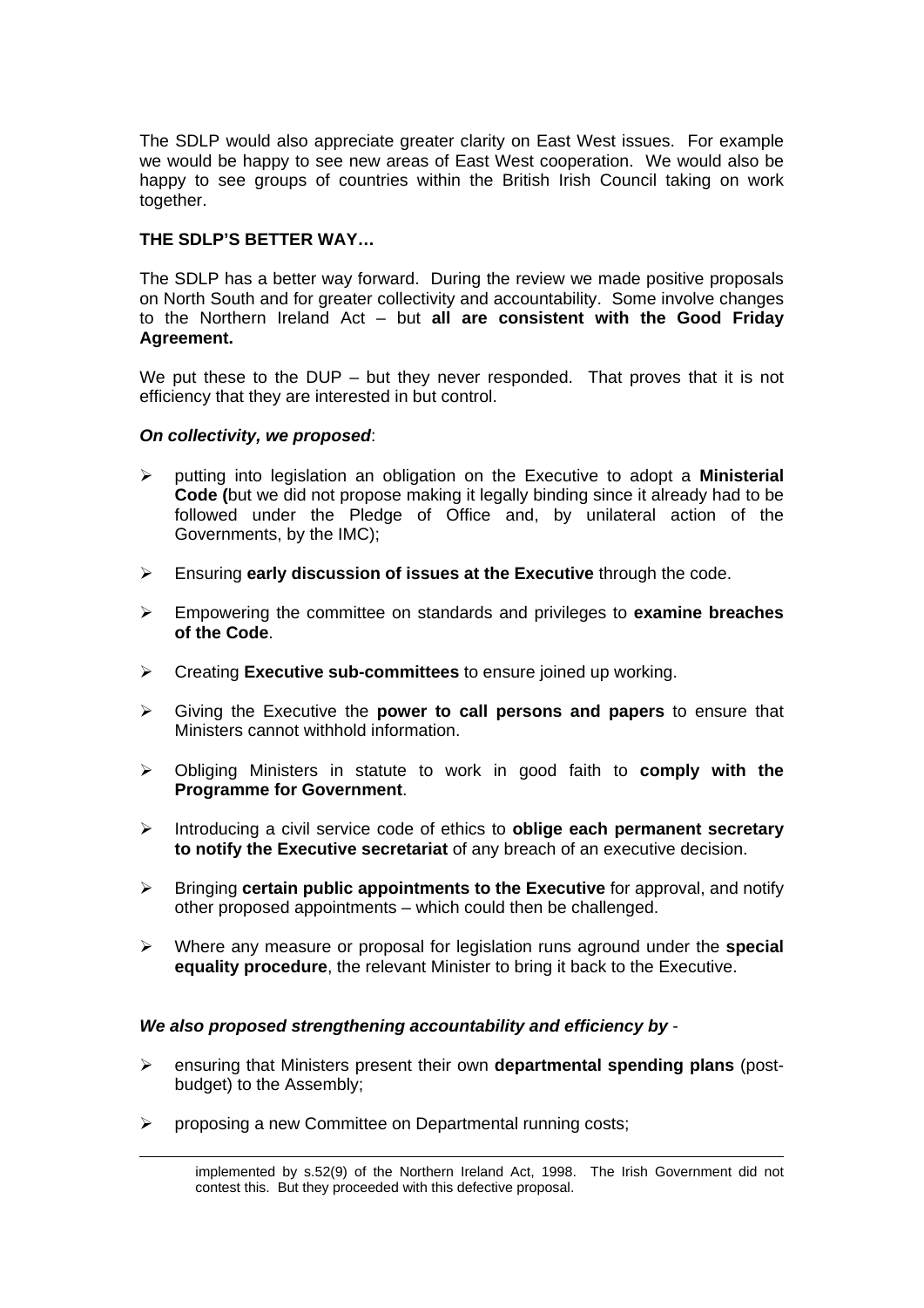The SDLP would also appreciate greater clarity on East West issues. For example we would be happy to see new areas of East West cooperation. We would also be happy to see groups of countries within the British Irish Council taking on work together.

**THE SDLP'S BETTER WAY…**

The SDLP has a better way forward. During the review we made positive proposals on North South and for greater collectivity and accountability. Some involve changes to the Northern Ireland Act – but **all are consistent with the Good Friday Agreement.**

We put these to the DUP – but they never responded. That proves that it is not efficiency that they are interested in but control.

***On collectivity, we proposed***:

- putting into legislation an obligation on the Executive to adopt a **Ministerial Code (**but we did not propose making it legally binding since it already had to be followed under the Pledge of Office and, by unilateral action of the Governments, by the IMC);
- Ensuring **early discussion of issues at the Executive** through the code.
- Empowering the committee on standards and privileges to **examine breaches of the Code**.
- Creating **Executive sub-committees** to ensure joined up working.
- Giving the Executive the **power to call persons and papers** to ensure that Ministers cannot withhold information.
- Obliging Ministers in statute to work in good faith to **comply with the Programme for Government**.
- Introducing a civil service code of ethics to **oblige each permanent secretary to notify the Executive secretariat** of any breach of an executive decision.
- Bringing **certain public appointments to the Executive** for approval, and notify other proposed appointments – which could then be challenged.
- Where any measure or proposal for legislation runs aground under the **special equality procedure**, the relevant Minister to bring it back to the Executive.

***We also proposed strengthening accountability and efficiency by*** -

- ensuring that Ministers present their own **departmental spending plans** (post-budget) to the Assembly;
- proposing a new Committee on Departmental running costs;

implemented by s.52(9) of the Northern Ireland Act, 1998. The Irish Government did not contest this. But they proceeded with this defective proposal.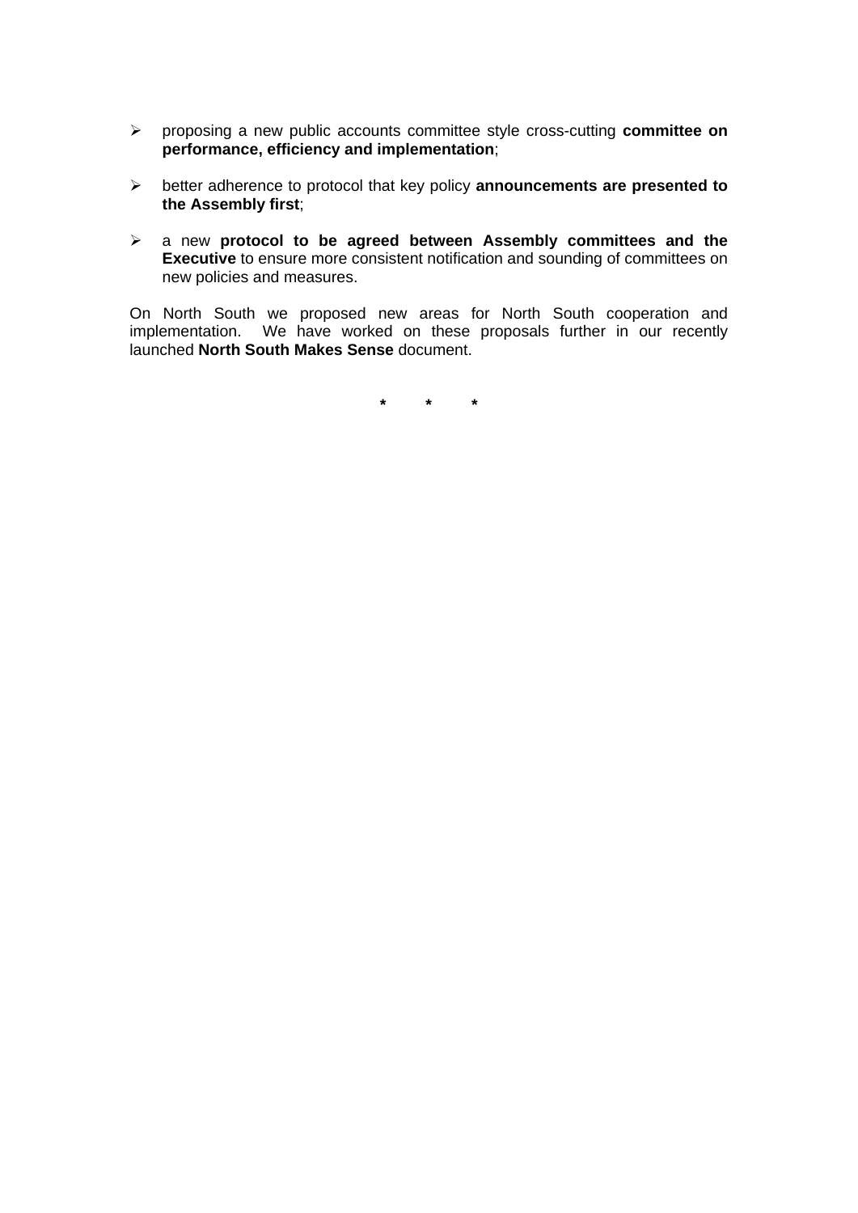- proposing a new public accounts committee style cross-cutting **committee on performance, efficiency and implementation**;

- better adherence to protocol that key policy **announcements are presented to the Assembly first**;

- a new **protocol to be agreed between Assembly committees and the Executive** to ensure more consistent notification and sounding of committees on new policies and measures.

On North South we proposed new areas for North South cooperation and implementation. We have worked on these proposals further in our recently launched **North South Makes Sense** document.

\* \* \*